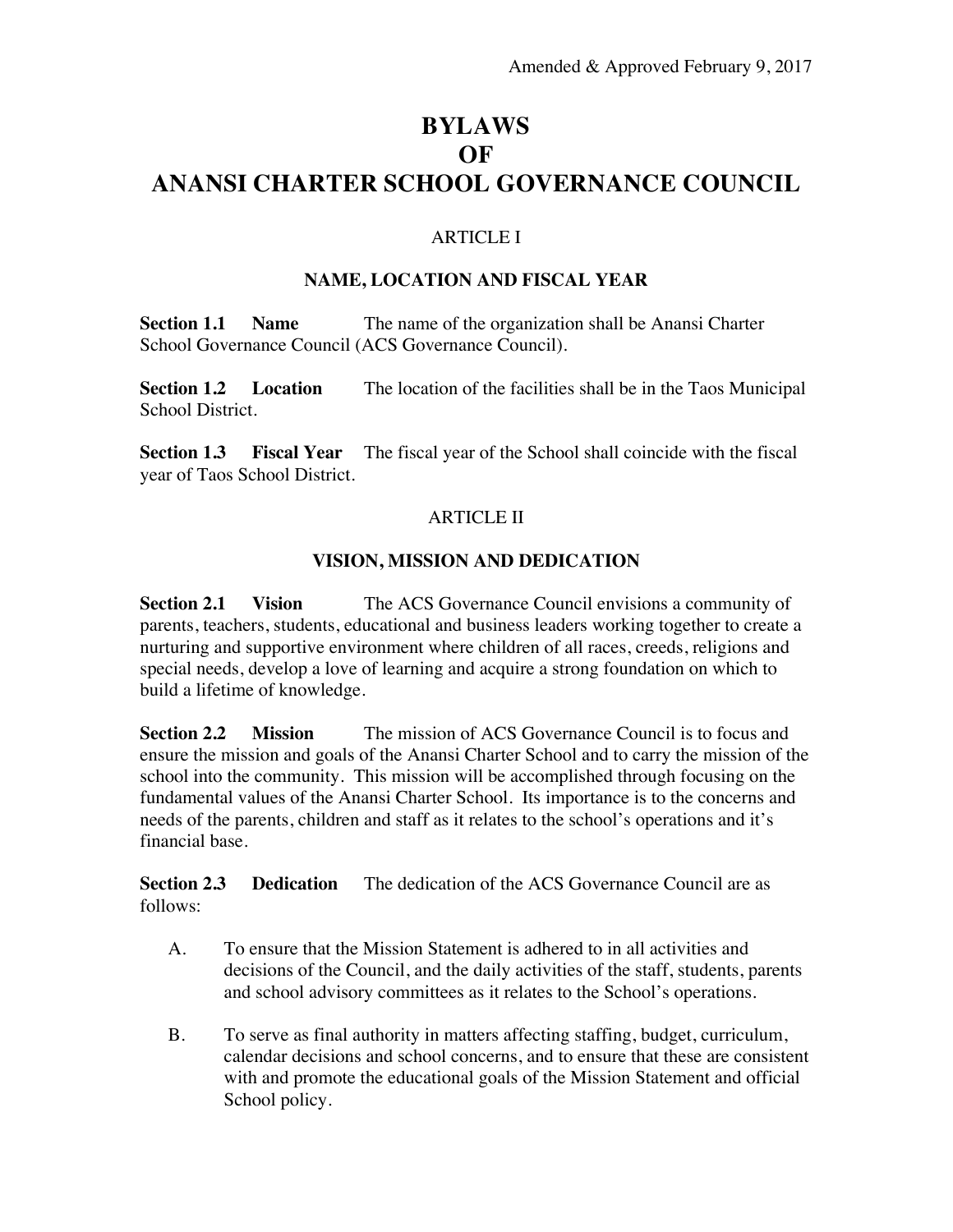Amended & Approved February 9, 2017

# BYLAWS OF ANANSI CHARTER SCHOOL GOVERNANCE COUNCIL

## ARTICLE I

### NAME, LOCATION AND FISCAL YEAR

**Section 1.1 Name** The name of the organization shall be Anansi Charter School Governance Council (ACS Governance Council).

**Section 1.2 Location** The location of the facilities shall be in the Taos Municipal School District.

**Section 1.3 Fiscal Year** The fiscal year of the School shall coincide with the fiscal year of Taos School District.

## ARTICLE II

### VISION, MISSION AND DEDICATION

**Section 2.1 Vision** The ACS Governance Council envisions a community of parents, teachers, students, educational and business leaders working together to create a nurturing and supportive environment where children of all races, creeds, religions and special needs, develop a love of learning and acquire a strong foundation on which to build a lifetime of knowledge.

**Section 2.2 Mission** The mission of ACS Governance Council is to focus and ensure the mission and goals of the Anansi Charter School and to carry the mission of the school into the community. This mission will be accomplished through focusing on the fundamental values of the Anansi Charter School. Its importance is to the concerns and needs of the parents, children and staff as it relates to the school's operations and it's financial base.

**Section 2.3 Dedication** The dedication of the ACS Governance Council are as follows:

A. To ensure that the Mission Statement is adhered to in all activities and decisions of the Council, and the daily activities of the staff, students, parents and school advisory committees as it relates to the School's operations.

B. To serve as final authority in matters affecting staffing, budget, curriculum, calendar decisions and school concerns, and to ensure that these are consistent with and promote the educational goals of the Mission Statement and official School policy.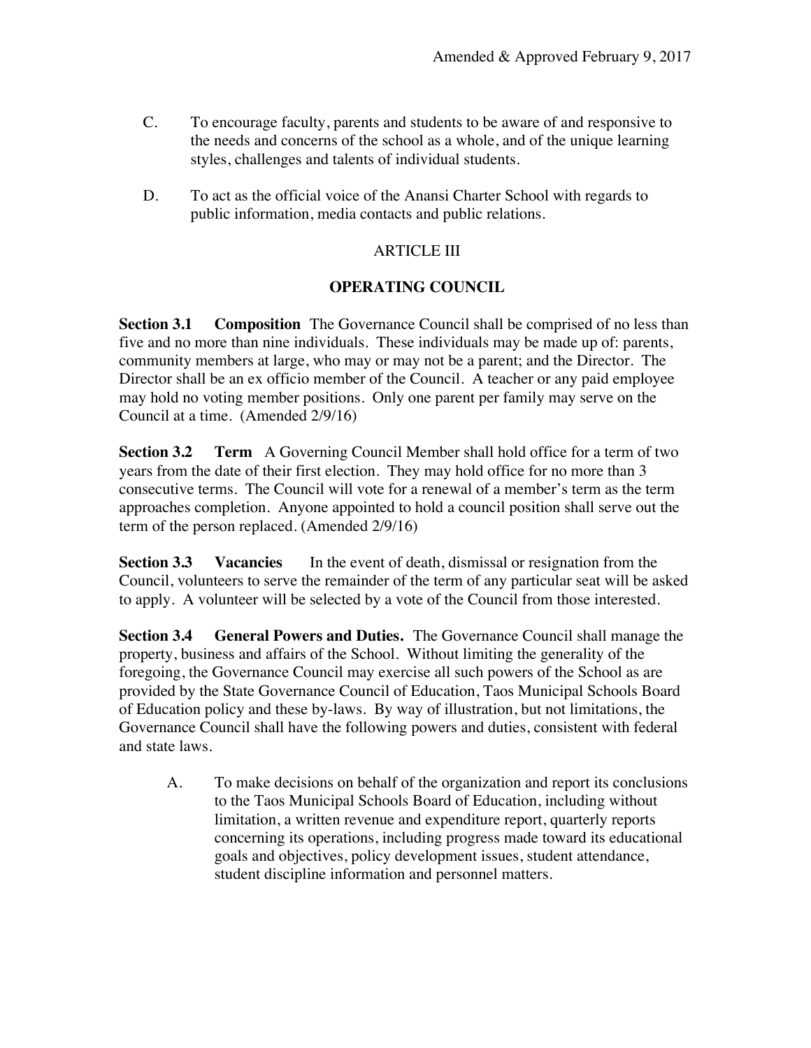C. To encourage faculty, parents and students to be aware of and responsive to the needs and concerns of the school as a whole, and of the unique learning styles, challenges and talents of individual students.

D. To act as the official voice of the Anansi Charter School with regards to public information, media contacts and public relations.

## ARTICLE III

## OPERATING COUNCIL

**Section 3.1 Composition** The Governance Council shall be comprised of no less than five and no more than nine individuals. These individuals may be made up of: parents, community members at large, who may or may not be a parent; and the Director. The Director shall be an ex officio member of the Council. A teacher or any paid employee may hold no voting member positions. Only one parent per family may serve on the Council at a time. (Amended 2/9/16)

**Section 3.2 Term** A Governing Council Member shall hold office for a term of two years from the date of their first election. They may hold office for no more than 3 consecutive terms. The Council will vote for a renewal of a member's term as the term approaches completion. Anyone appointed to hold a council position shall serve out the term of the person replaced. (Amended 2/9/16)

**Section 3.3 Vacancies** In the event of death, dismissal or resignation from the Council, volunteers to serve the remainder of the term of any particular seat will be asked to apply. A volunteer will be selected by a vote of the Council from those interested.

**Section 3.4 General Powers and Duties.** The Governance Council shall manage the property, business and affairs of the School. Without limiting the generality of the foregoing, the Governance Council may exercise all such powers of the School as are provided by the State Governance Council of Education, Taos Municipal Schools Board of Education policy and these by-laws. By way of illustration, but not limitations, the Governance Council shall have the following powers and duties, consistent with federal and state laws.

A. To make decisions on behalf of the organization and report its conclusions to the Taos Municipal Schools Board of Education, including without limitation, a written revenue and expenditure report, quarterly reports concerning its operations, including progress made toward its educational goals and objectives, policy development issues, student attendance, student discipline information and personnel matters.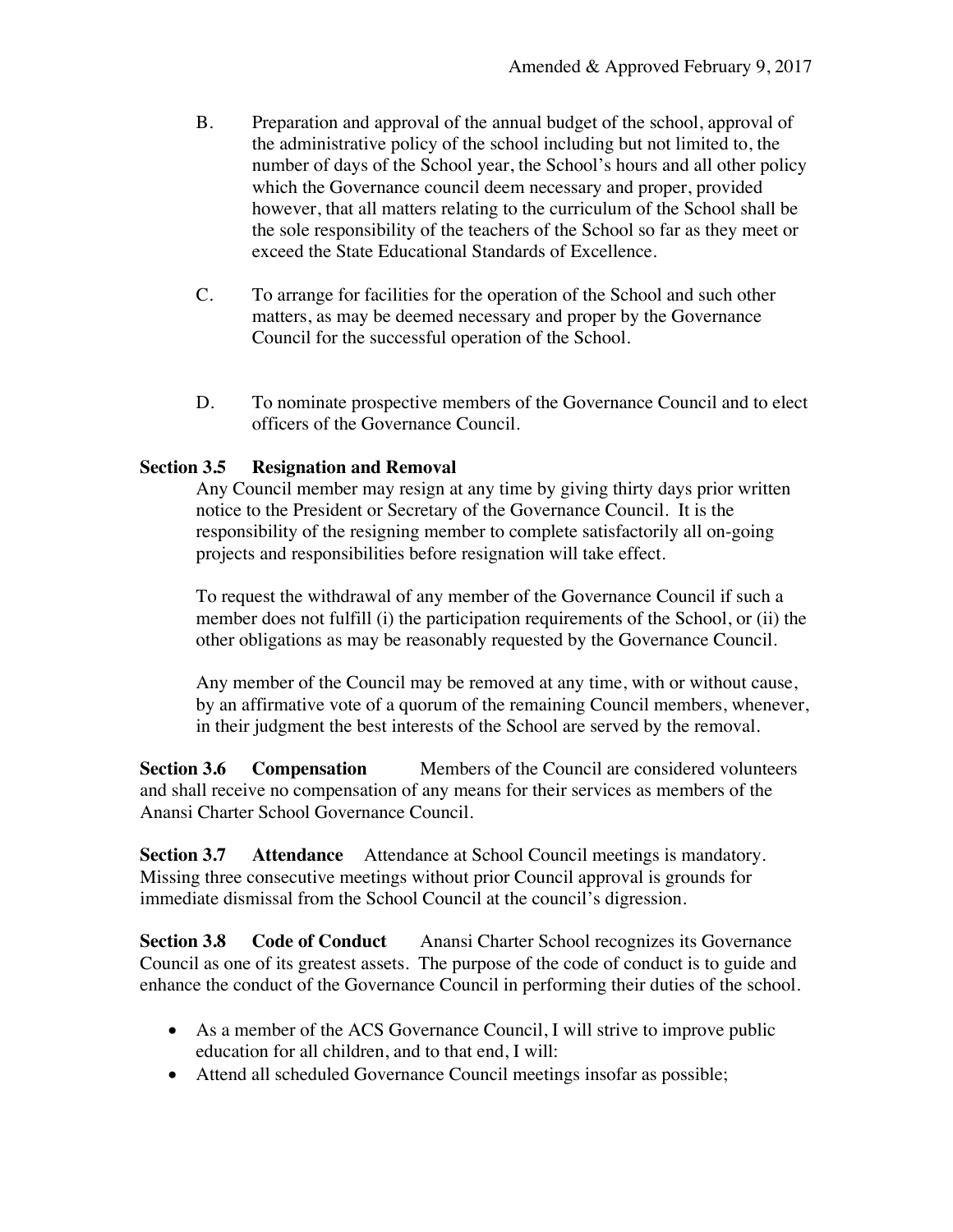B. Preparation and approval of the annual budget of the school, approval of the administrative policy of the school including but not limited to, the number of days of the School year, the School's hours and all other policy which the Governance council deem necessary and proper, provided however, that all matters relating to the curriculum of the School shall be the sole responsibility of the teachers of the School so far as they meet or exceed the State Educational Standards of Excellence.

C. To arrange for facilities for the operation of the School and such other matters, as may be deemed necessary and proper by the Governance Council for the successful operation of the School.

D. To nominate prospective members of the Governance Council and to elect officers of the Governance Council.

**Section 3.5 Resignation and Removal**

Any Council member may resign at any time by giving thirty days prior written notice to the President or Secretary of the Governance Council. It is the responsibility of the resigning member to complete satisfactorily all on-going projects and responsibilities before resignation will take effect.

To request the withdrawal of any member of the Governance Council if such a member does not fulfill (i) the participation requirements of the School, or (ii) the other obligations as may be reasonably requested by the Governance Council.

Any member of the Council may be removed at any time, with or without cause, by an affirmative vote of a quorum of the remaining Council members, whenever, in their judgment the best interests of the School are served by the removal.

**Section 3.6 Compensation** Members of the Council are considered volunteers and shall receive no compensation of any means for their services as members of the Anansi Charter School Governance Council.

**Section 3.7 Attendance** Attendance at School Council meetings is mandatory. Missing three consecutive meetings without prior Council approval is grounds for immediate dismissal from the School Council at the council's digression.

**Section 3.8 Code of Conduct** Anansi Charter School recognizes its Governance Council as one of its greatest assets. The purpose of the code of conduct is to guide and enhance the conduct of the Governance Council in performing their duties of the school.

- As a member of the ACS Governance Council, I will strive to improve public education for all children, and to that end, I will:
- Attend all scheduled Governance Council meetings insofar as possible;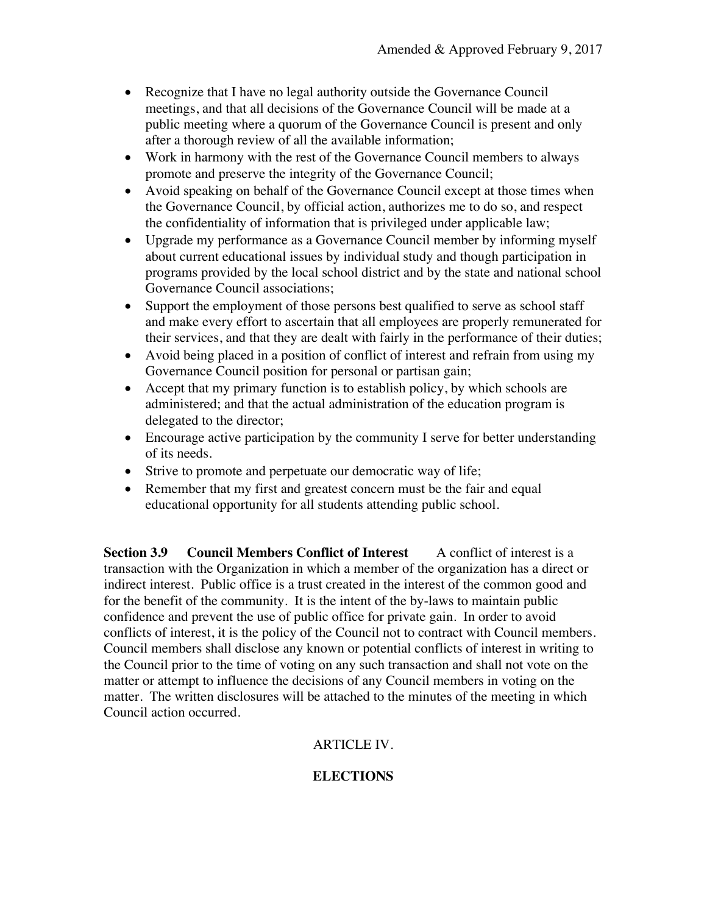- Recognize that I have no legal authority outside the Governance Council meetings, and that all decisions of the Governance Council will be made at a public meeting where a quorum of the Governance Council is present and only after a thorough review of all the available information;
- Work in harmony with the rest of the Governance Council members to always promote and preserve the integrity of the Governance Council;
- Avoid speaking on behalf of the Governance Council except at those times when the Governance Council, by official action, authorizes me to do so, and respect the confidentiality of information that is privileged under applicable law;
- Upgrade my performance as a Governance Council member by informing myself about current educational issues by individual study and though participation in programs provided by the local school district and by the state and national school Governance Council associations;
- Support the employment of those persons best qualified to serve as school staff and make every effort to ascertain that all employees are properly remunerated for their services, and that they are dealt with fairly in the performance of their duties;
- Avoid being placed in a position of conflict of interest and refrain from using my Governance Council position for personal or partisan gain;
- Accept that my primary function is to establish policy, by which schools are administered; and that the actual administration of the education program is delegated to the director;
- Encourage active participation by the community I serve for better understanding of its needs.
- Strive to promote and perpetuate our democratic way of life;
- Remember that my first and greatest concern must be the fair and equal educational opportunity for all students attending public school.

**Section 3.9 Council Members Conflict of Interest** A conflict of interest is a transaction with the Organization in which a member of the organization has a direct or indirect interest. Public office is a trust created in the interest of the common good and for the benefit of the community. It is the intent of the by-laws to maintain public confidence and prevent the use of public office for private gain. In order to avoid conflicts of interest, it is the policy of the Council not to contract with Council members. Council members shall disclose any known or potential conflicts of interest in writing to the Council prior to the time of voting on any such transaction and shall not vote on the matter or attempt to influence the decisions of any Council members in voting on the matter. The written disclosures will be attached to the minutes of the meeting in which Council action occurred.

## ARTICLE IV.

## ELECTIONS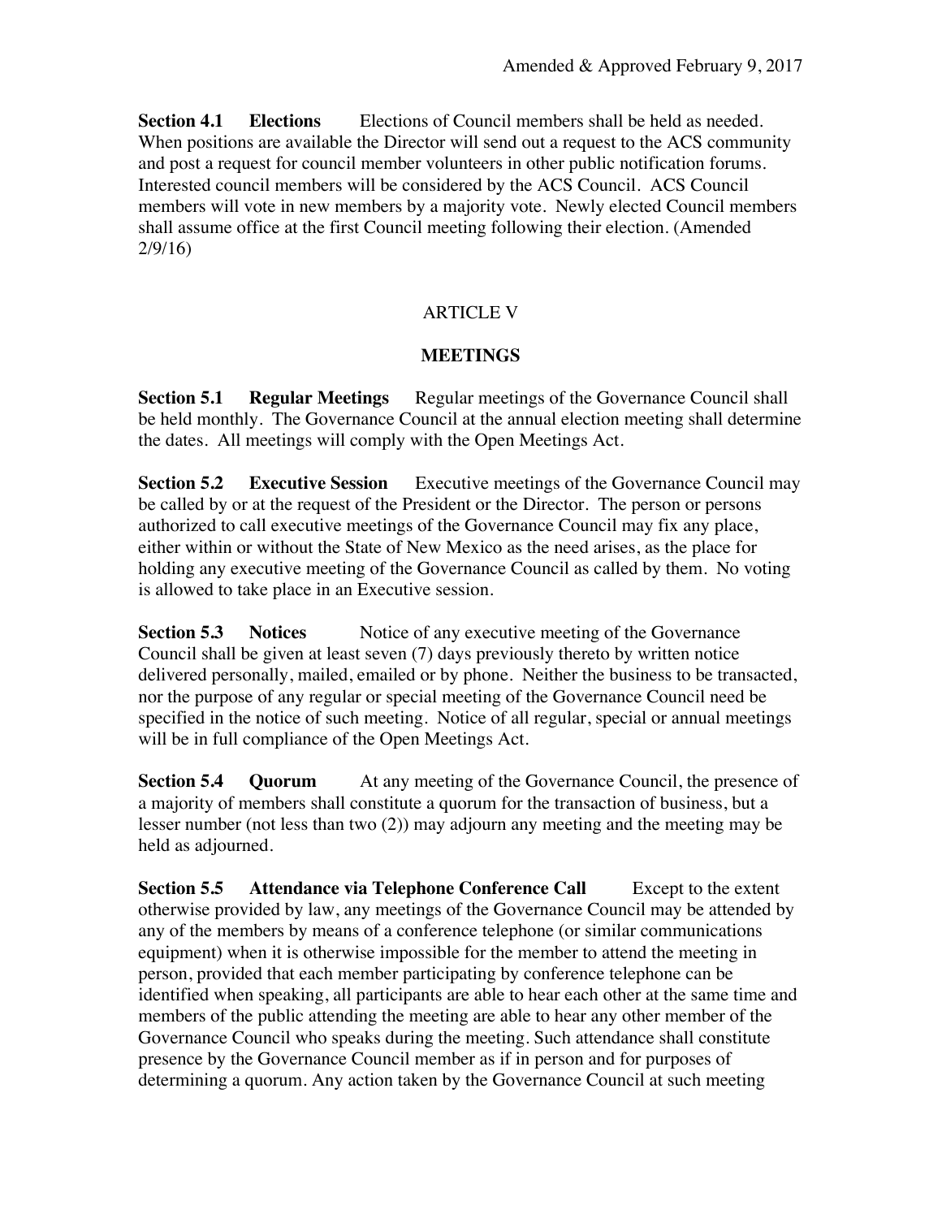**Section 4.1 Elections** Elections of Council members shall be held as needed. When positions are available the Director will send out a request to the ACS community and post a request for council member volunteers in other public notification forums. Interested council members will be considered by the ACS Council. ACS Council members will vote in new members by a majority vote. Newly elected Council members shall assume office at the first Council meeting following their election. (Amended 2/9/16)

## ARTICLE V

## MEETINGS

**Section 5.1 Regular Meetings** Regular meetings of the Governance Council shall be held monthly. The Governance Council at the annual election meeting shall determine the dates. All meetings will comply with the Open Meetings Act.

**Section 5.2 Executive Session** Executive meetings of the Governance Council may be called by or at the request of the President or the Director. The person or persons authorized to call executive meetings of the Governance Council may fix any place, either within or without the State of New Mexico as the need arises, as the place for holding any executive meeting of the Governance Council as called by them. No voting is allowed to take place in an Executive session.

**Section 5.3 Notices** Notice of any executive meeting of the Governance Council shall be given at least seven (7) days previously thereto by written notice delivered personally, mailed, emailed or by phone. Neither the business to be transacted, nor the purpose of any regular or special meeting of the Governance Council need be specified in the notice of such meeting. Notice of all regular, special or annual meetings will be in full compliance of the Open Meetings Act.

**Section 5.4 Quorum** At any meeting of the Governance Council, the presence of a majority of members shall constitute a quorum for the transaction of business, but a lesser number (not less than two (2)) may adjourn any meeting and the meeting may be held as adjourned.

**Section 5.5 Attendance via Telephone Conference Call** Except to the extent otherwise provided by law, any meetings of the Governance Council may be attended by any of the members by means of a conference telephone (or similar communications equipment) when it is otherwise impossible for the member to attend the meeting in person, provided that each member participating by conference telephone can be identified when speaking, all participants are able to hear each other at the same time and members of the public attending the meeting are able to hear any other member of the Governance Council who speaks during the meeting. Such attendance shall constitute presence by the Governance Council member as if in person and for purposes of determining a quorum. Any action taken by the Governance Council at such meeting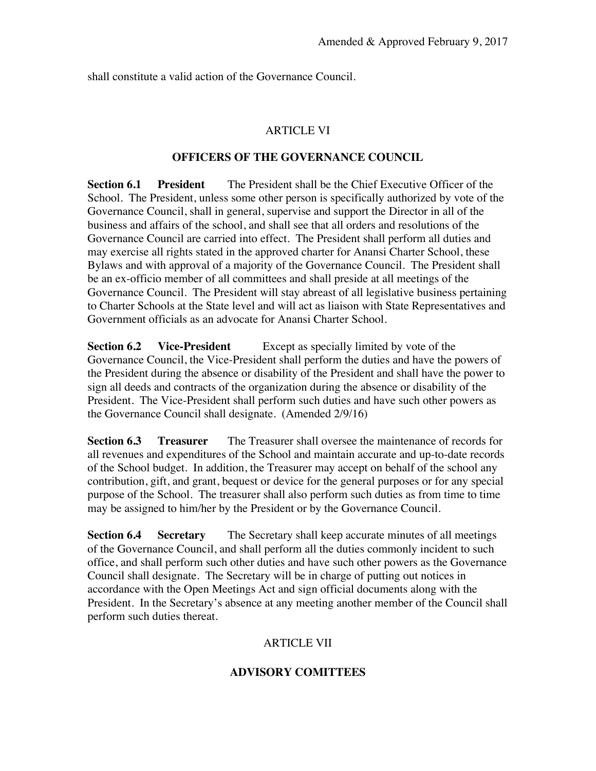shall constitute a valid action of the Governance Council.

## ARTICLE VI

## OFFICERS OF THE GOVERNANCE COUNCIL

**Section 6.1 President** The President shall be the Chief Executive Officer of the School. The President, unless some other person is specifically authorized by vote of the Governance Council, shall in general, supervise and support the Director in all of the business and affairs of the school, and shall see that all orders and resolutions of the Governance Council are carried into effect. The President shall perform all duties and may exercise all rights stated in the approved charter for Anansi Charter School, these Bylaws and with approval of a majority of the Governance Council. The President shall be an ex-officio member of all committees and shall preside at all meetings of the Governance Council. The President will stay abreast of all legislative business pertaining to Charter Schools at the State level and will act as liaison with State Representatives and Government officials as an advocate for Anansi Charter School.

**Section 6.2 Vice-President** Except as specially limited by vote of the Governance Council, the Vice-President shall perform the duties and have the powers of the President during the absence or disability of the President and shall have the power to sign all deeds and contracts of the organization during the absence or disability of the President. The Vice-President shall perform such duties and have such other powers as the Governance Council shall designate. (Amended 2/9/16)

**Section 6.3 Treasurer** The Treasurer shall oversee the maintenance of records for all revenues and expenditures of the School and maintain accurate and up-to-date records of the School budget. In addition, the Treasurer may accept on behalf of the school any contribution, gift, and grant, bequest or device for the general purposes or for any special purpose of the School. The treasurer shall also perform such duties as from time to time may be assigned to him/her by the President or by the Governance Council.

**Section 6.4 Secretary** The Secretary shall keep accurate minutes of all meetings of the Governance Council, and shall perform all the duties commonly incident to such office, and shall perform such other duties and have such other powers as the Governance Council shall designate. The Secretary will be in charge of putting out notices in accordance with the Open Meetings Act and sign official documents along with the President. In the Secretary's absence at any meeting another member of the Council shall perform such duties thereat.

## ARTICLE VII

## ADVISORY COMITTEES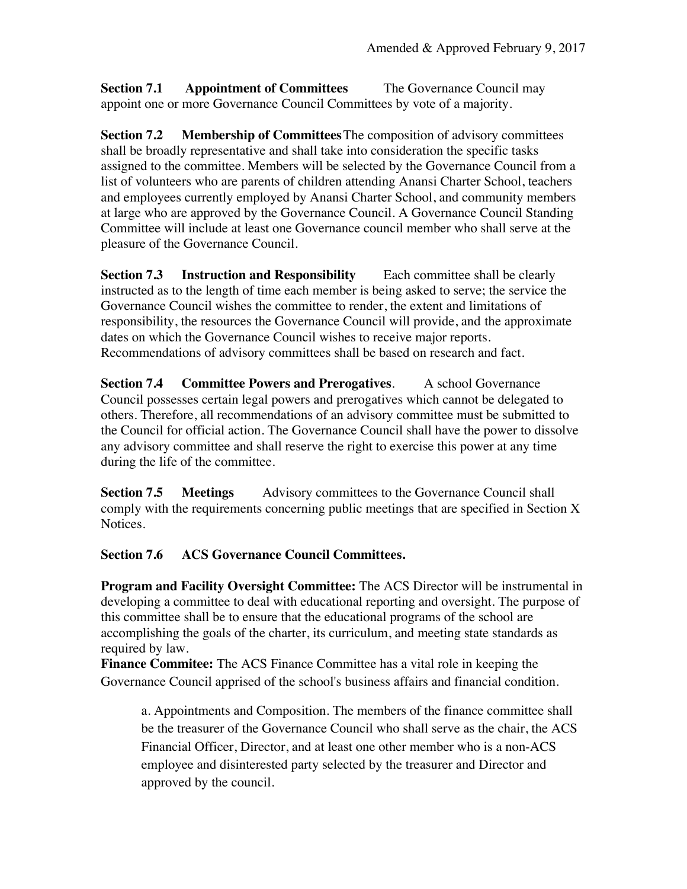**Section 7.1 Appointment of Committees** The Governance Council may appoint one or more Governance Council Committees by vote of a majority.

**Section 7.2 Membership of Committees** The composition of advisory committees shall be broadly representative and shall take into consideration the specific tasks assigned to the committee. Members will be selected by the Governance Council from a list of volunteers who are parents of children attending Anansi Charter School, teachers and employees currently employed by Anansi Charter School, and community members at large who are approved by the Governance Council. A Governance Council Standing Committee will include at least one Governance council member who shall serve at the pleasure of the Governance Council.

**Section 7.3 Instruction and Responsibility** Each committee shall be clearly instructed as to the length of time each member is being asked to serve; the service the Governance Council wishes the committee to render, the extent and limitations of responsibility, the resources the Governance Council will provide, and the approximate dates on which the Governance Council wishes to receive major reports. Recommendations of advisory committees shall be based on research and fact.

**Section 7.4 Committee Powers and Prerogatives**. A school Governance Council possesses certain legal powers and prerogatives which cannot be delegated to others. Therefore, all recommendations of an advisory committee must be submitted to the Council for official action. The Governance Council shall have the power to dissolve any advisory committee and shall reserve the right to exercise this power at any time during the life of the committee.

**Section 7.5 Meetings** Advisory committees to the Governance Council shall comply with the requirements concerning public meetings that are specified in Section X Notices.

**Section 7.6 ACS Governance Council Committees.**

**Program and Facility Oversight Committee:** The ACS Director will be instrumental in developing a committee to deal with educational reporting and oversight. The purpose of this committee shall be to ensure that the educational programs of the school are accomplishing the goals of the charter, its curriculum, and meeting state standards as required by law.

**Finance Commitee:** The ACS Finance Committee has a vital role in keeping the Governance Council apprised of the school's business affairs and financial condition.

a. Appointments and Composition. The members of the finance committee shall be the treasurer of the Governance Council who shall serve as the chair, the ACS Financial Officer, Director, and at least one other member who is a non-ACS employee and disinterested party selected by the treasurer and Director and approved by the council.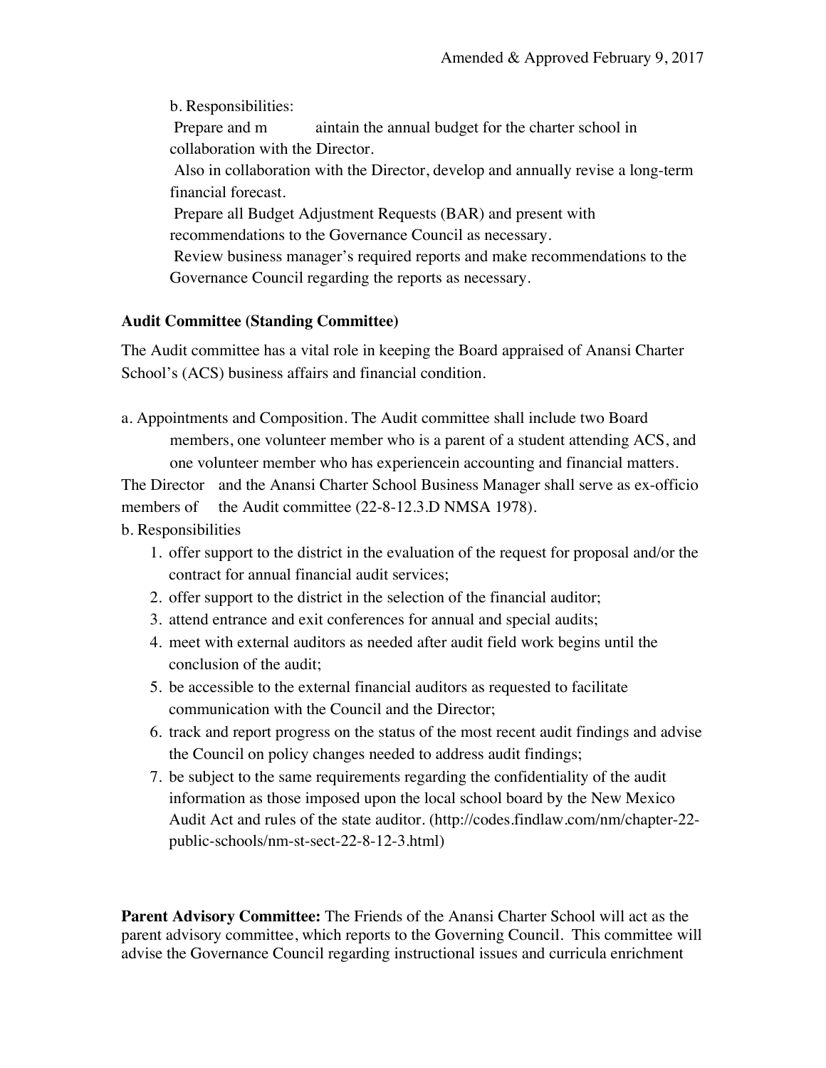b. Responsibilities:

Prepare and maintain the annual budget for the charter school in collaboration with the Director.

Also in collaboration with the Director, develop and annually revise a long-term financial forecast.

Prepare all Budget Adjustment Requests (BAR) and present with recommendations to the Governance Council as necessary.

Review business manager's required reports and make recommendations to the Governance Council regarding the reports as necessary.

**Audit Committee (Standing Committee)**

The Audit committee has a vital role in keeping the Board appraised of Anansi Charter School's (ACS) business affairs and financial condition.

a. Appointments and Composition. The Audit committee shall include two Board members, one volunteer member who is a parent of a student attending ACS, and one volunteer member who has experiencein accounting and financial matters. The Director and the Anansi Charter School Business Manager shall serve as ex-officio members of the Audit committee (22-8-12.3.D NMSA 1978).

b. Responsibilities

1. offer support to the district in the evaluation of the request for proposal and/or the contract for annual financial audit services;
2. offer support to the district in the selection of the financial auditor;
3. attend entrance and exit conferences for annual and special audits;
4. meet with external auditors as needed after audit field work begins until the conclusion of the audit;
5. be accessible to the external financial auditors as requested to facilitate communication with the Council and the Director;
6. track and report progress on the status of the most recent audit findings and advise the Council on policy changes needed to address audit findings;
7. be subject to the same requirements regarding the confidentiality of the audit information as those imposed upon the local school board by the New Mexico Audit Act and rules of the state auditor. (http://codes.findlaw.com/nm/chapter-22-public-schools/nm-st-sect-22-8-12-3.html)

**Parent Advisory Committee:** The Friends of the Anansi Charter School will act as the parent advisory committee, which reports to the Governing Council. This committee will advise the Governance Council regarding instructional issues and curricula enrichment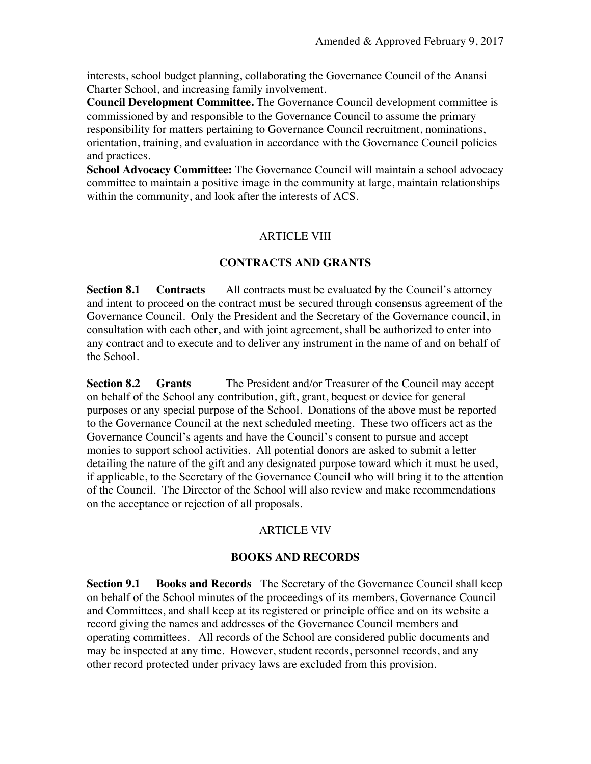interests, school budget planning, collaborating the Governance Council of the Anansi Charter School, and increasing family involvement.

**Council Development Committee.** The Governance Council development committee is commissioned by and responsible to the Governance Council to assume the primary responsibility for matters pertaining to Governance Council recruitment, nominations, orientation, training, and evaluation in accordance with the Governance Council policies and practices.

**School Advocacy Committee:** The Governance Council will maintain a school advocacy committee to maintain a positive image in the community at large, maintain relationships within the community, and look after the interests of ACS.

## ARTICLE VIII

## CONTRACTS AND GRANTS

**Section 8.1 Contracts** All contracts must be evaluated by the Council's attorney and intent to proceed on the contract must be secured through consensus agreement of the Governance Council. Only the President and the Secretary of the Governance council, in consultation with each other, and with joint agreement, shall be authorized to enter into any contract and to execute and to deliver any instrument in the name of and on behalf of the School.

**Section 8.2 Grants** The President and/or Treasurer of the Council may accept on behalf of the School any contribution, gift, grant, bequest or device for general purposes or any special purpose of the School. Donations of the above must be reported to the Governance Council at the next scheduled meeting. These two officers act as the Governance Council's agents and have the Council's consent to pursue and accept monies to support school activities. All potential donors are asked to submit a letter detailing the nature of the gift and any designated purpose toward which it must be used, if applicable, to the Secretary of the Governance Council who will bring it to the attention of the Council. The Director of the School will also review and make recommendations on the acceptance or rejection of all proposals.

## ARTICLE VIV

## BOOKS AND RECORDS

**Section 9.1 Books and Records** The Secretary of the Governance Council shall keep on behalf of the School minutes of the proceedings of its members, Governance Council and Committees, and shall keep at its registered or principle office and on its website a record giving the names and addresses of the Governance Council members and operating committees. All records of the School are considered public documents and may be inspected at any time. However, student records, personnel records, and any other record protected under privacy laws are excluded from this provision.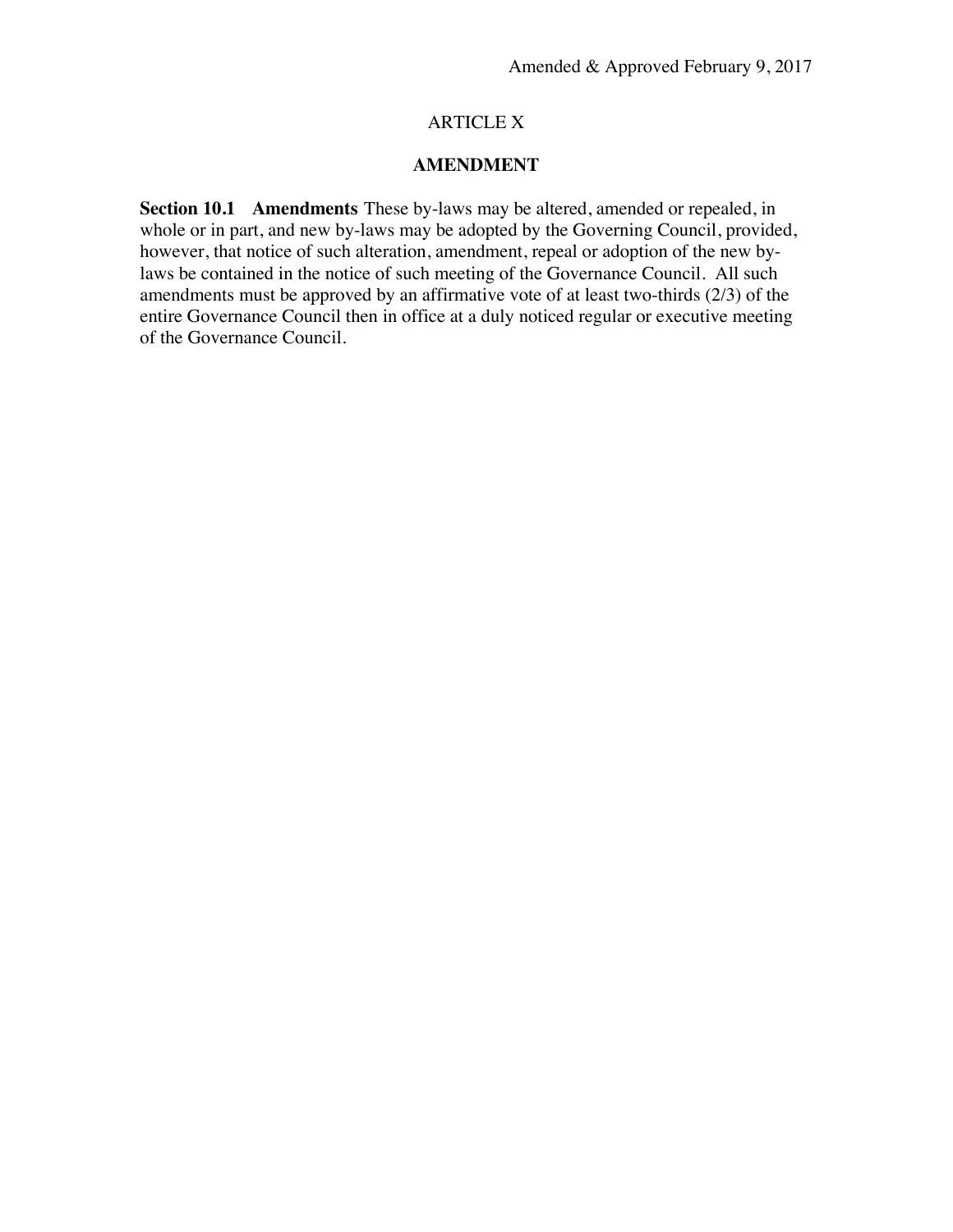ARTICLE X

## AMENDMENT

**Section 10.1 Amendments** These by-laws may be altered, amended or repealed, in whole or in part, and new by-laws may be adopted by the Governing Council, provided, however, that notice of such alteration, amendment, repeal or adoption of the new by-laws be contained in the notice of such meeting of the Governance Council. All such amendments must be approved by an affirmative vote of at least two-thirds (2/3) of the entire Governance Council then in office at a duly noticed regular or executive meeting of the Governance Council.